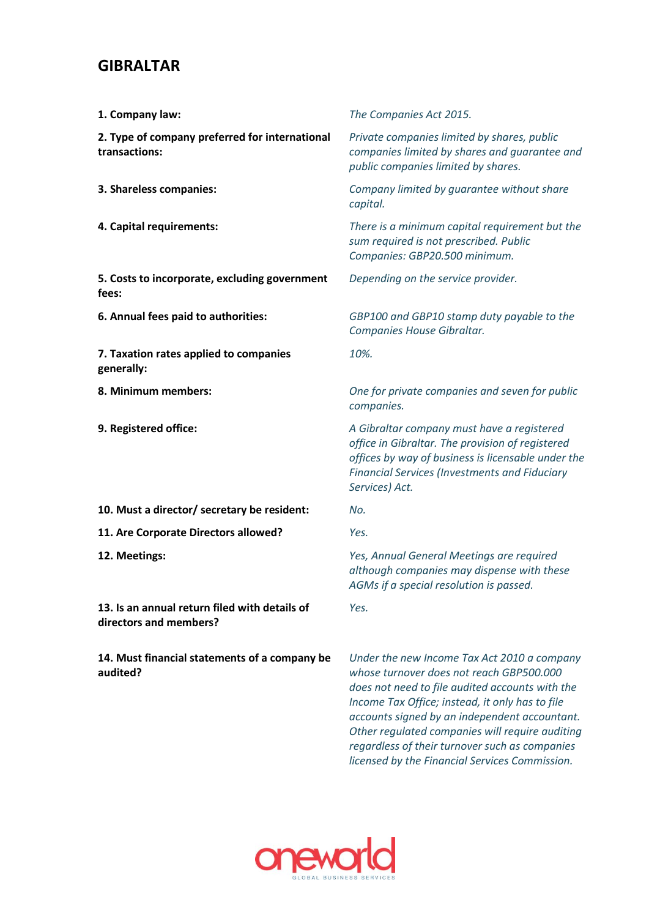# GIBRALTAR

| | |
|---|---|
| **1. Company law:** | *The Companies Act 2015.* |
| **2. Type of company preferred for international transactions:** | *Private companies limited by shares, public companies limited by shares and guarantee and public companies limited by shares.* |
| **3. Shareless companies:** | *Company limited by guarantee without share capital.* |
| **4. Capital requirements:** | *There is a minimum capital requirement but the sum required is not prescribed. Public Companies: GBP20.500 minimum.* |
| **5. Costs to incorporate, excluding government fees:** | *Depending on the service provider.* |
| **6. Annual fees paid to authorities:** | *GBP100 and GBP10 stamp duty payable to the Companies House Gibraltar.* |
| **7. Taxation rates applied to companies generally:** | *10%.* |
| **8. Minimum members:** | *One for private companies and seven for public companies.* |
| **9. Registered office:** | *A Gibraltar company must have a registered office in Gibraltar. The provision of registered offices by way of business is licensable under the Financial Services (Investments and Fiduciary Services) Act.* |
| **10. Must a director/ secretary be resident:** | *No.* |
| **11. Are Corporate Directors allowed?** | *Yes.* |
| **12. Meetings:** | *Yes, Annual General Meetings are required although companies may dispense with these AGMs if a special resolution is passed.* |
| **13. Is an annual return filed with details of directors and members?** | *Yes.* |
| **14. Must financial statements of a company be audited?** | *Under the new Income Tax Act 2010 a company whose turnover does not reach GBP500.000 does not need to file audited accounts with the Income Tax Office; instead, it only has to file accounts signed by an independent accountant. Other regulated companies will require auditing regardless of their turnover such as companies licensed by the Financial Services Commission.* |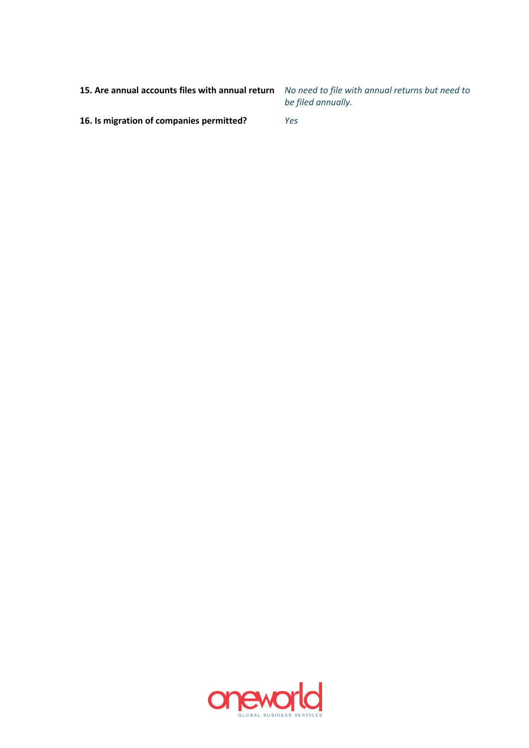**15. Are annual accounts files with annual return** *No need to file with annual returns but need to be filed annually.*

**16. Is migration of companies permitted?** *Yes*